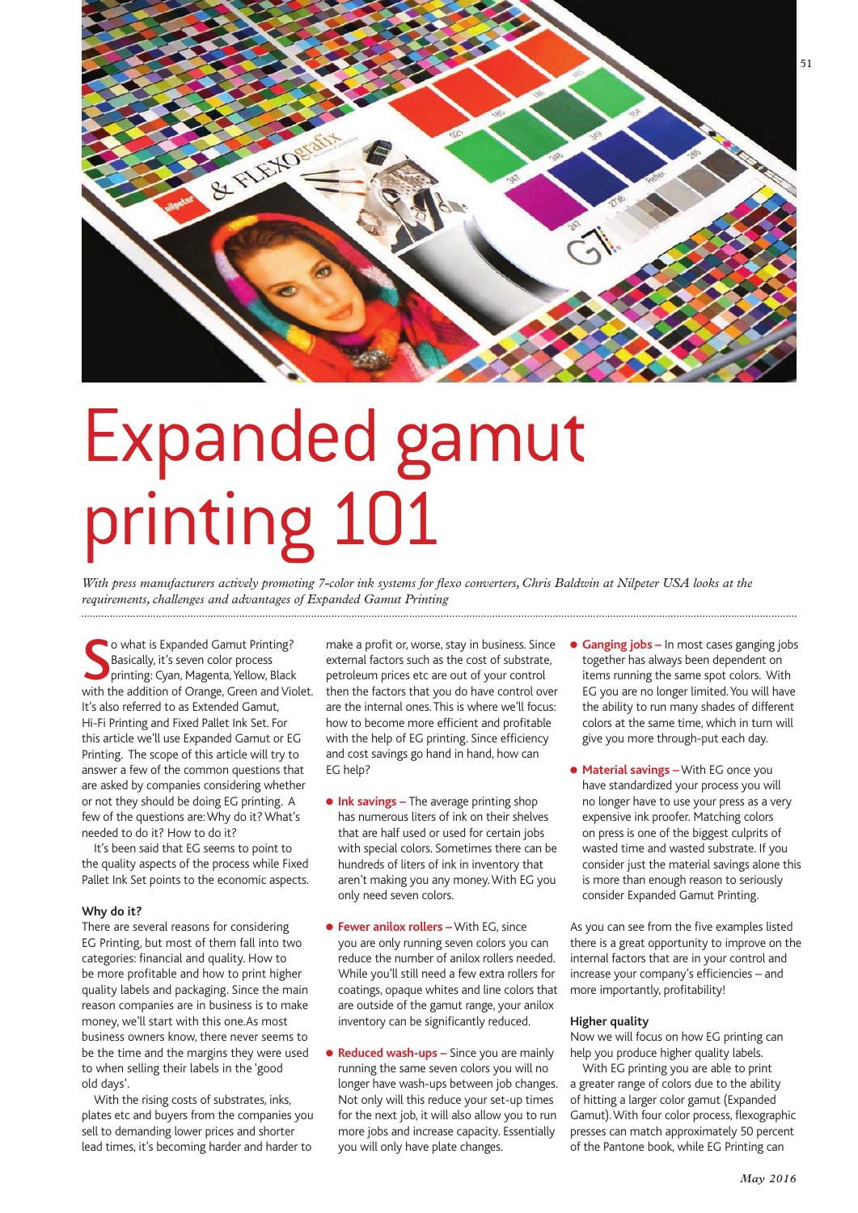# Expanded gamut printing 101

*With press manufacturers actively promoting 7-color ink systems for flexo converters, Chris Baldwin at Nilpeter USA looks at the requirements, challenges and advantages of Expanded Gamut Printing*

So what is Expanded Gamut Printing? Basically, it's seven color process printing: Cyan, Magenta, Yellow, Black with the addition of Orange, Green and Violet. It's also referred to as Extended Gamut, Hi-Fi Printing and Fixed Pallet Ink Set. For this article we'll use Expanded Gamut or EG Printing. The scope of this article will try to answer a few of the common questions that are asked by companies considering whether or not they should be doing EG printing. A few of the questions are: Why do it? What's needed to do it? How to do it?

It's been said that EG seems to point to the quality aspects of the process while Fixed Pallet Ink Set points to the economic aspects.

### Why do it?

There are several reasons for considering EG Printing, but most of them fall into two categories: financial and quality. How to be more profitable and how to print higher quality labels and packaging. Since the main reason companies are in business is to make money, we'll start with this one. As most business owners know, there never seems to be the time and the margins they were used to when selling their labels in the 'good old days'.

With the rising costs of substrates, inks, plates etc and buyers from the companies you sell to demanding lower prices and shorter lead times, it's becoming harder and harder to make a profit or, worse, stay in business. Since external factors such as the cost of substrate, petroleum prices etc are out of your control then the factors that you do have control over are the internal ones. This is where we'll focus: how to become more efficient and profitable with the help of EG printing. Since efficiency and cost savings go hand in hand, how can EG help?

- **Ink savings –** The average printing shop has numerous liters of ink on their shelves that are half used or used for certain jobs with special colors. Sometimes there can be hundreds of liters of ink in inventory that aren't making you any money. With EG you only need seven colors.
- **Fewer anilox rollers –** With EG, since you are only running seven colors you can reduce the number of anilox rollers needed. While you'll still need a few extra rollers for coatings, opaque whites and line colors that are outside of the gamut range, your anilox inventory can be significantly reduced.
- **Reduced wash-ups –** Since you are mainly running the same seven colors you will no longer have wash-ups between job changes. Not only will this reduce your set-up times for the next job, it will also allow you to run more jobs and increase capacity. Essentially you will only have plate changes.
- **Ganging jobs –** In most cases ganging jobs together has always been dependent on items running the same spot colors. With EG you are no longer limited. You will have the ability to run many shades of different colors at the same time, which in turn will give you more through-put each day.
- **Material savings –** With EG once you have standardized your process you will no longer have to use your press as a very expensive ink proofer. Matching colors on press is one of the biggest culprits of wasted time and wasted substrate. If you consider just the material savings alone this is more than enough reason to seriously consider Expanded Gamut Printing.

As you can see from the five examples listed there is a great opportunity to improve on the internal factors that are in your control and increase your company's efficiencies – and more importantly, profitability!

### Higher quality

Now we will focus on how EG printing can help you produce higher quality labels.

With EG printing you are able to print a greater range of colors due to the ability of hitting a larger color gamut (Expanded Gamut). With four color process, flexographic presses can match approximately 50 percent of the Pantone book, while EG Printing can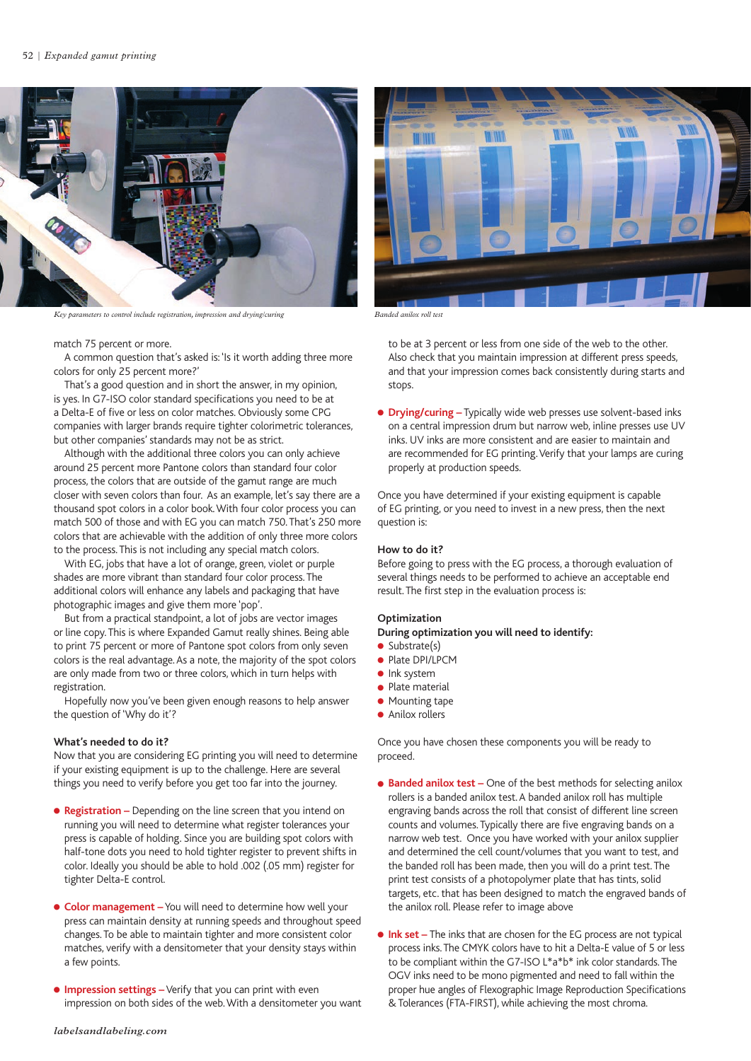*Key parameters to control include registration, impression and drying/curing*

*Banded anilox roll test*

match 75 percent or more.

A common question that's asked is: 'Is it worth adding three more colors for only 25 percent more?'

That's a good question and in short the answer, in my opinion, is yes. In G7-ISO color standard specifications you need to be at a Delta-E of five or less on color matches. Obviously some CPG companies with larger brands require tighter colorimetric tolerances, but other companies' standards may not be as strict.

Although with the additional three colors you can only achieve around 25 percent more Pantone colors than standard four color process, the colors that are outside of the gamut range are much closer with seven colors than four. As an example, let's say there are a thousand spot colors in a color book. With four color process you can match 500 of those and with EG you can match 750. That's 250 more colors that are achievable with the addition of only three more colors to the process. This is not including any special match colors.

With EG, jobs that have a lot of orange, green, violet or purple shades are more vibrant than standard four color process. The additional colors will enhance any labels and packaging that have photographic images and give them more 'pop'.

But from a practical standpoint, a lot of jobs are vector images or line copy. This is where Expanded Gamut really shines. Being able to print 75 percent or more of Pantone spot colors from only seven colors is the real advantage. As a note, the majority of the spot colors are only made from two or three colors, which in turn helps with registration.

Hopefully now you've been given enough reasons to help answer the question of 'Why do it'?

### What's needed to do it?

Now that you are considering EG printing you will need to determine if your existing equipment is up to the challenge. Here are several things you need to verify before you get too far into the journey.

- **Registration –** Depending on the line screen that you intend on running you will need to determine what register tolerances your press is capable of holding. Since you are building spot colors with half-tone dots you need to hold tighter register to prevent shifts in color. Ideally you should be able to hold .002 (.05 mm) register for tighter Delta-E control.

- **Color management –** You will need to determine how well your press can maintain density at running speeds and throughout speed changes. To be able to maintain tighter and more consistent color matches, verify with a densitometer that your density stays within a few points.

- **Impression settings –** Verify that you can print with even impression on both sides of the web. With a densitometer you want to be at 3 percent or less from one side of the web to the other. Also check that you maintain impression at different press speeds, and that your impression comes back consistently during starts and stops.

- **Drying/curing –** Typically wide web presses use solvent-based inks on a central impression drum but narrow web, inline presses use UV inks. UV inks are more consistent and are easier to maintain and are recommended for EG printing. Verify that your lamps are curing properly at production speeds.

Once you have determined if your existing equipment is capable of EG printing, or you need to invest in a new press, then the next question is:

### How to do it?

Before going to press with the EG process, a thorough evaluation of several things needs to be performed to achieve an acceptable end result. The first step in the evaluation process is:

### Optimization

**During optimization you will need to identify:**

- Substrate(s)
- Plate DPI/LPCM
- Ink system
- Plate material
- Mounting tape
- Anilox rollers

Once you have chosen these components you will be ready to proceed.

- **Banded anilox test –** One of the best methods for selecting anilox rollers is a banded anilox test. A banded anilox roll has multiple engraving bands across the roll that consist of different line screen counts and volumes. Typically there are five engraving bands on a narrow web test. Once you have worked with your anilox supplier and determined the cell count/volumes that you want to test, and the banded roll has been made, then you will do a print test. The print test consists of a photopolymer plate that has tints, solid targets, etc. that has been designed to match the engraved bands of the anilox roll. Please refer to image above

- **Ink set –** The inks that are chosen for the EG process are not typical process inks. The CMYK colors have to hit a Delta-E value of 5 or less to be compliant within the G7-ISO L\*a\*b\* ink color standards. The OGV inks need to be mono pigmented and need to fall within the proper hue angles of Flexographic Image Reproduction Specifications & Tolerances (FTA-FIRST), while achieving the most chroma.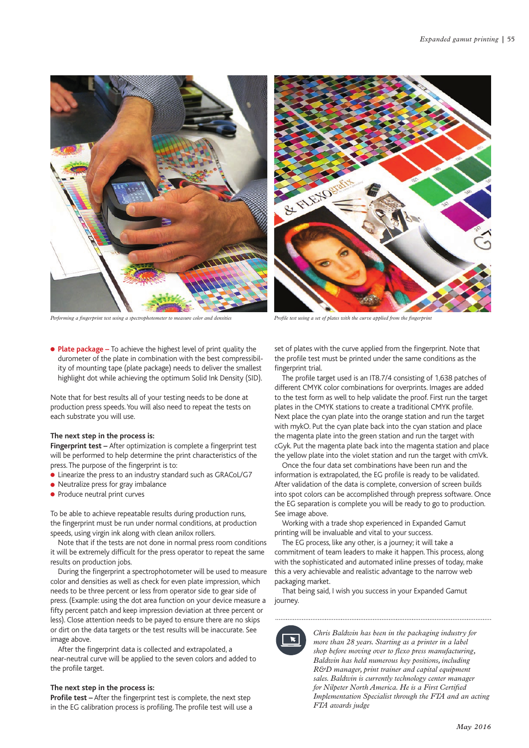*Performing a fingerprint test using a spectrophotometer to measure color and densities*

*Profile test using a set of plates with the curve applied from the fingerprint*

- **Plate package –** To achieve the highest level of print quality the durometer of the plate in combination with the best compressibility of mounting tape (plate package) needs to deliver the smallest highlight dot while achieving the optimum Solid Ink Density (SID).

Note that for best results all of your testing needs to be done at production press speeds. You will also need to repeat the tests on each substrate you will use.

**The next step in the process is:**

**Fingerprint test –** After optimization is complete a fingerprint test will be performed to help determine the print characteristics of the press. The purpose of the fingerprint is to:

- Linearize the press to an industry standard such as GRACoL/G7
- Neutralize press for gray imbalance
- Produce neutral print curves

To be able to achieve repeatable results during production runs, the fingerprint must be run under normal conditions, at production speeds, using virgin ink along with clean anilox rollers.

Note that if the tests are not done in normal press room conditions it will be extremely difficult for the press operator to repeat the same results on production jobs.

During the fingerprint a spectrophotometer will be used to measure color and densities as well as check for even plate impression, which needs to be three percent or less from operator side to gear side of press. (Example: using the dot area function on your device measure a fifty percent patch and keep impression deviation at three percent or less). Close attention needs to be payed to ensure there are no skips or dirt on the data targets or the test results will be inaccurate. See image above.

After the fingerprint data is collected and extrapolated, a near-neutral curve will be applied to the seven colors and added to the profile target.

**The next step in the process is:**

**Profile test –** After the fingerprint test is complete, the next step in the EG calibration process is profiling. The profile test will use a set of plates with the curve applied from the fingerprint. Note that the profile test must be printed under the same conditions as the fingerprint trial.

The profile target used is an IT8.7/4 consisting of 1,638 patches of different CMYK color combinations for overprints. Images are added to the test form as well to help validate the proof. First run the target plates in the CMYK stations to create a traditional CMYK profile. Next place the cyan plate into the orange station and run the target with mykO. Put the cyan plate back into the cyan station and place the magenta plate into the green station and run the target with cGyk. Put the magenta plate back into the magenta station and place the yellow plate into the violet station and run the target with cmVk.

Once the four data set combinations have been run and the information is extrapolated, the EG profile is ready to be validated. After validation of the data is complete, conversion of screen builds into spot colors can be accomplished through prepress software. Once the EG separation is complete you will be ready to go to production. See image above.

Working with a trade shop experienced in Expanded Gamut printing will be invaluable and vital to your success.

The EG process, like any other, is a journey; it will take a commitment of team leaders to make it happen. This process, along with the sophisticated and automated inline presses of today, make this a very achievable and realistic advantage to the narrow web packaging market.

That being said, I wish you success in your Expanded Gamut journey.

*Chris Baldwin has been in the packaging industry for more than 28 years. Starting as a printer in a label shop before moving over to flexo press manufacturing, Baldwin has held numerous key positions, including R&D manager, print trainer and capital equipment sales. Baldwin is currently technology center manager for Nilpeter North America. He is a First Certified Implementation Specialist through the FTA and an acting FTA awards judge*